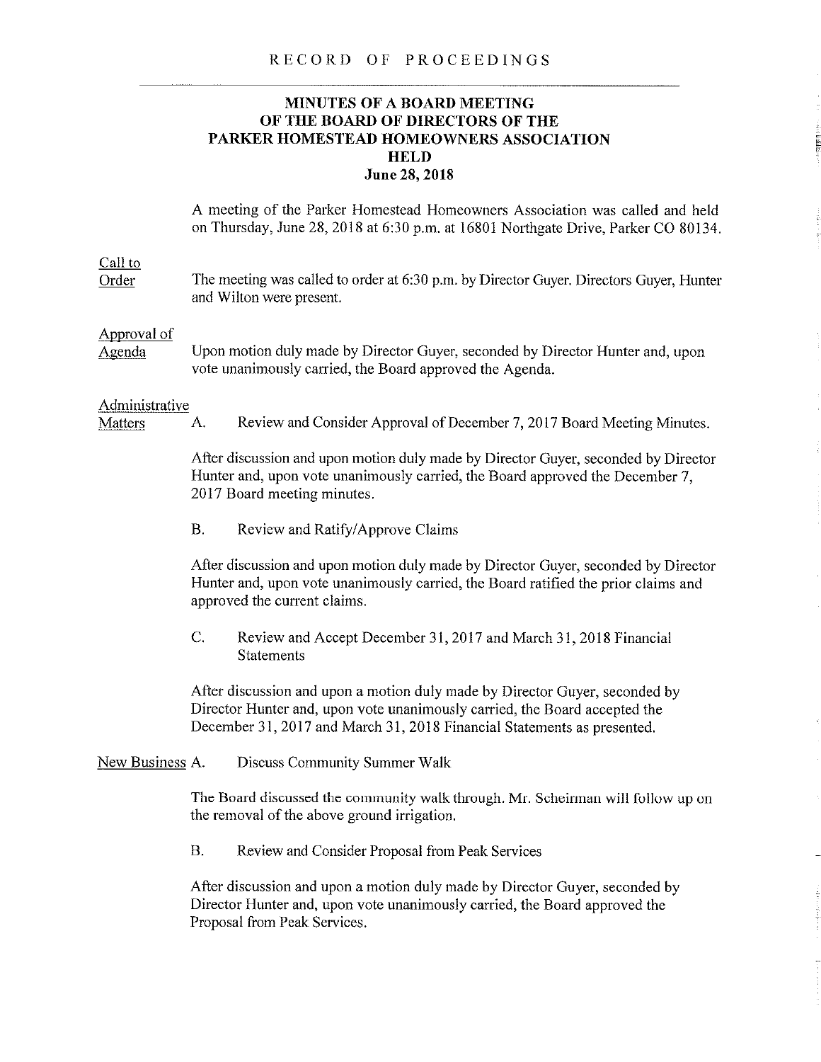RECORD OF PROCEEDINGS

# MINUTES OF A BOARD MEETING OF THE BOARD OF DIRECTORS OF THE PARKER HOMESTEAD HOMEOWNERS ASSOCIATION HELD June 28, 2018

A meeting of the Parker Homestead Homeowners Association was called and held on Thursday, June 28, 2018 at 6:30 p.m. at 16801 Northgate Drive, Parker CO 80134.

Call to Order

The meeting was called to order at 6:30 p.m. by Director Guyer. Directors Guyer, Hunter and Wilton were present.

Approval of Agenda

Upon motion duly made by Director Guyer, seconded by Director Hunter and, upon vote unanimously carried, the Board approved the Agenda.

Administrative Matters

A. Review and Consider Approval of December 7, 2017 Board Meeting Minutes.

After discussion and upon motion duly made by Director Guyer, seconded by Director Hunter and, upon vote unanimously carried, the Board approved the December 7, 2017 Board meeting minutes.

B. Review and Ratify/Approve Claims

After discussion and upon motion duly made by Director Guyer, seconded by Director Hunter and, upon vote unanimously carried, the Board ratified the prior claims and approved the current claims.

C. Review and Accept December 31, 2017 and March 31, 2018 Financial Statements

After discussion and upon a motion duly made by Director Guyer, seconded by Director Hunter and, upon vote unanimously carried, the Board accepted the December 31, 2017 and March 31, 2018 Financial Statements as presented.

New Business A. Discuss Community Summer Walk

The Board discussed the community walk through. Mr. Scheirman will follow up on the removal of the above ground irrigation.

B. Review and Consider Proposal from Peak Services

After discussion and upon a motion duly made by Director Guyer, seconded by Director Hunter and, upon vote unanimously carried, the Board approved the Proposal from Peak Services.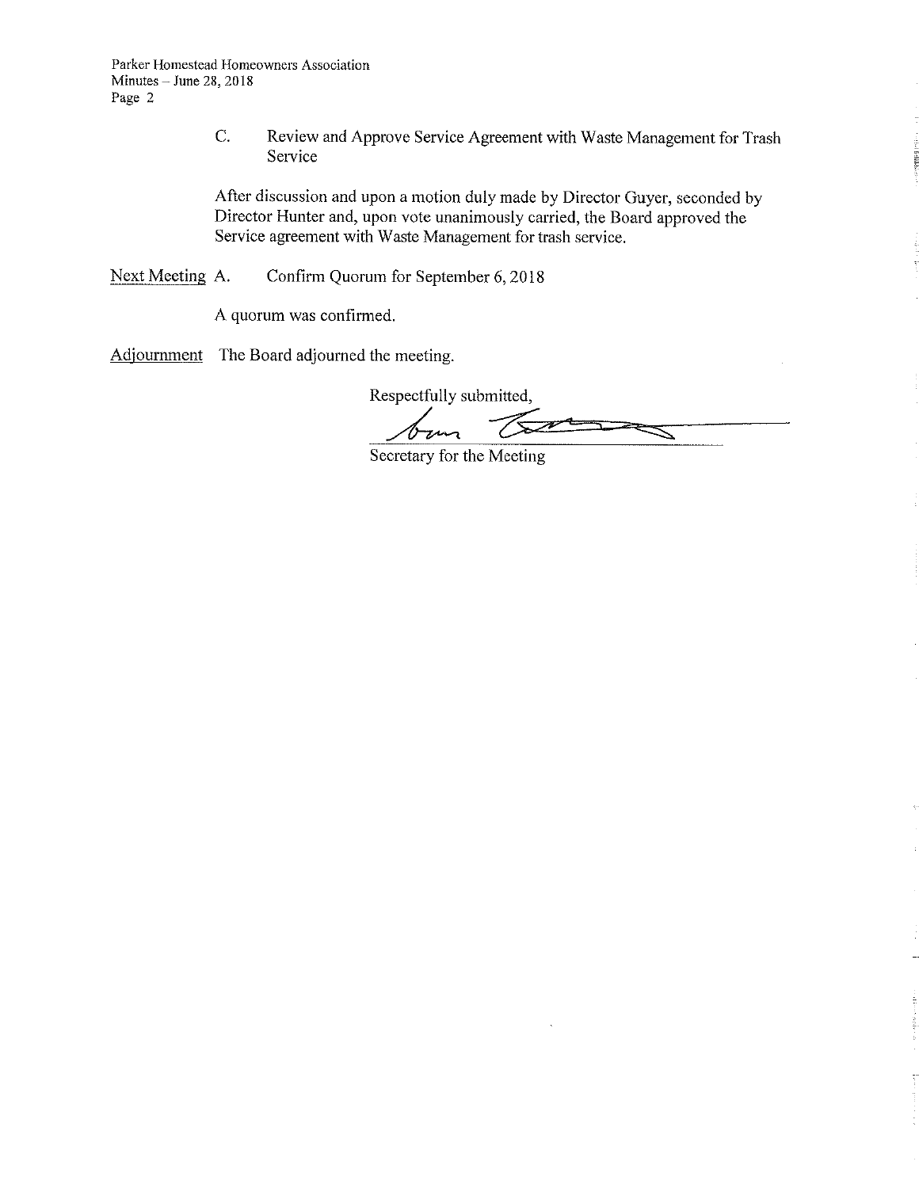C. Review and Approve Service Agreement with Waste Management for Trash Service

After discussion and upon a motion duly made by Director Guyer, seconded by Director Hunter and, upon vote unanimously carried, the Board approved the Service agreement with Waste Management for trash service.

<u>Next Meeting</u> A. Confirm Quorum for September 6, 2018

A quorum was confirmed.

<u>Adjournment</u> The Board adjourned the meeting.

Respectfully submitted,

Secretary for the Meeting